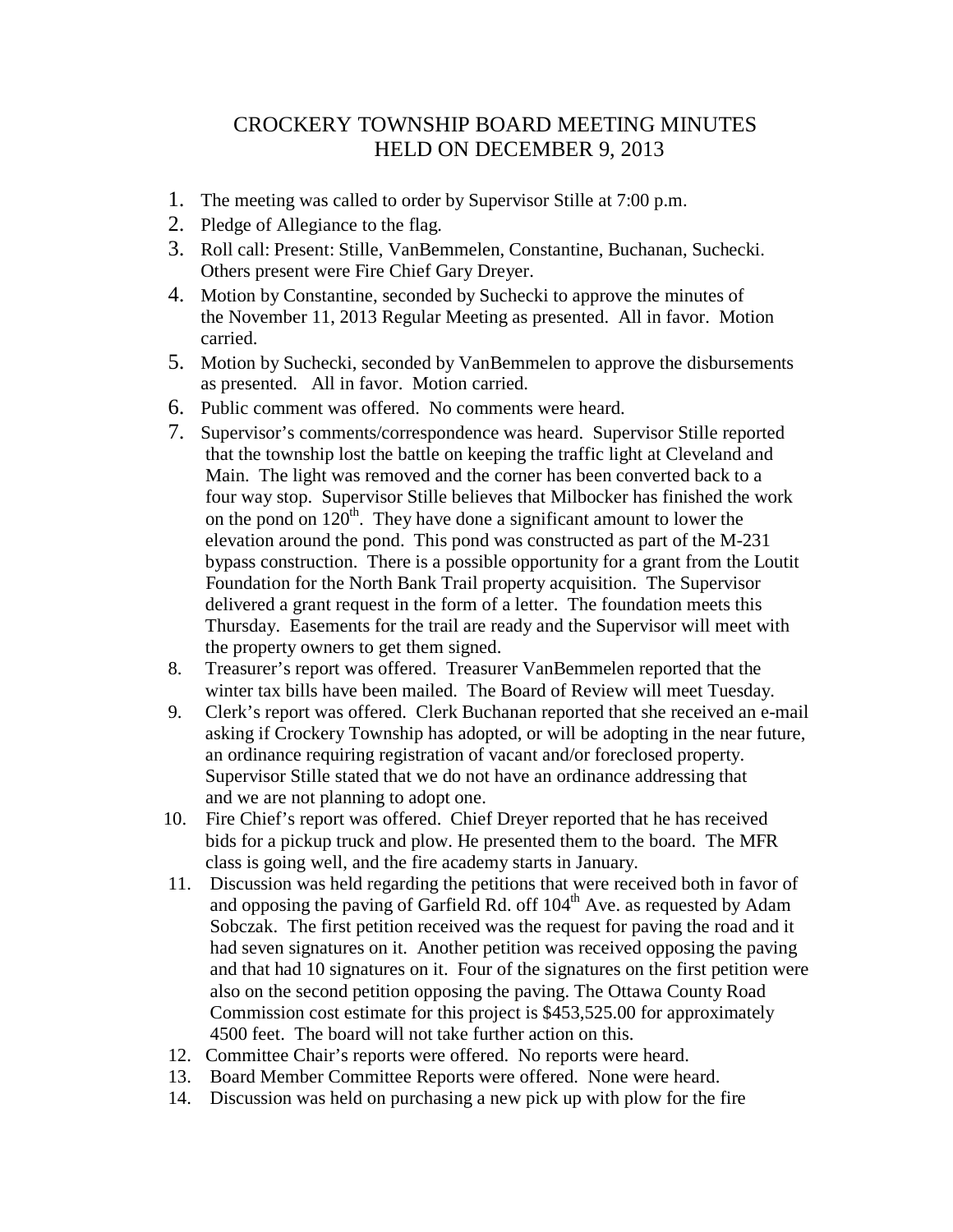# CROCKERY TOWNSHIP BOARD MEETING MINUTES
## HELD ON DECEMBER 9, 2013

1. The meeting was called to order by Supervisor Stille at 7:00 p.m.
2. Pledge of Allegiance to the flag.
3. Roll call: Present: Stille, VanBemmelen, Constantine, Buchanan, Suchecki. Others present were Fire Chief Gary Dreyer.
4. Motion by Constantine, seconded by Suchecki to approve the minutes of the November 11, 2013 Regular Meeting as presented. All in favor. Motion carried.
5. Motion by Suchecki, seconded by VanBemmelen to approve the disbursements as presented. All in favor. Motion carried.
6. Public comment was offered. No comments were heard.
7. Supervisor's comments/correspondence was heard. Supervisor Stille reported that the township lost the battle on keeping the traffic light at Cleveland and Main. The light was removed and the corner has been converted back to a four way stop. Supervisor Stille believes that Milbocker has finished the work on the pond on 120th. They have done a significant amount to lower the elevation around the pond. This pond was constructed as part of the M-231 bypass construction. There is a possible opportunity for a grant from the Loutit Foundation for the North Bank Trail property acquisition. The Supervisor delivered a grant request in the form of a letter. The foundation meets this Thursday. Easements for the trail are ready and the Supervisor will meet with the property owners to get them signed.
8. Treasurer's report was offered. Treasurer VanBemmelen reported that the winter tax bills have been mailed. The Board of Review will meet Tuesday.
9. Clerk's report was offered. Clerk Buchanan reported that she received an e-mail asking if Crockery Township has adopted, or will be adopting in the near future, an ordinance requiring registration of vacant and/or foreclosed property. Supervisor Stille stated that we do not have an ordinance addressing that and we are not planning to adopt one.
10. Fire Chief's report was offered. Chief Dreyer reported that he has received bids for a pickup truck and plow. He presented them to the board. The MFR class is going well, and the fire academy starts in January.
11. Discussion was held regarding the petitions that were received both in favor of and opposing the paving of Garfield Rd. off 104th Ave. as requested by Adam Sobczak. The first petition received was the request for paving the road and it had seven signatures on it. Another petition was received opposing the paving and that had 10 signatures on it. Four of the signatures on the first petition were also on the second petition opposing the paving. The Ottawa County Road Commission cost estimate for this project is $453,525.00 for approximately 4500 feet. The board will not take further action on this.
12. Committee Chair's reports were offered. No reports were heard.
13. Board Member Committee Reports were offered. None were heard.
14. Discussion was held on purchasing a new pick up with plow for the fire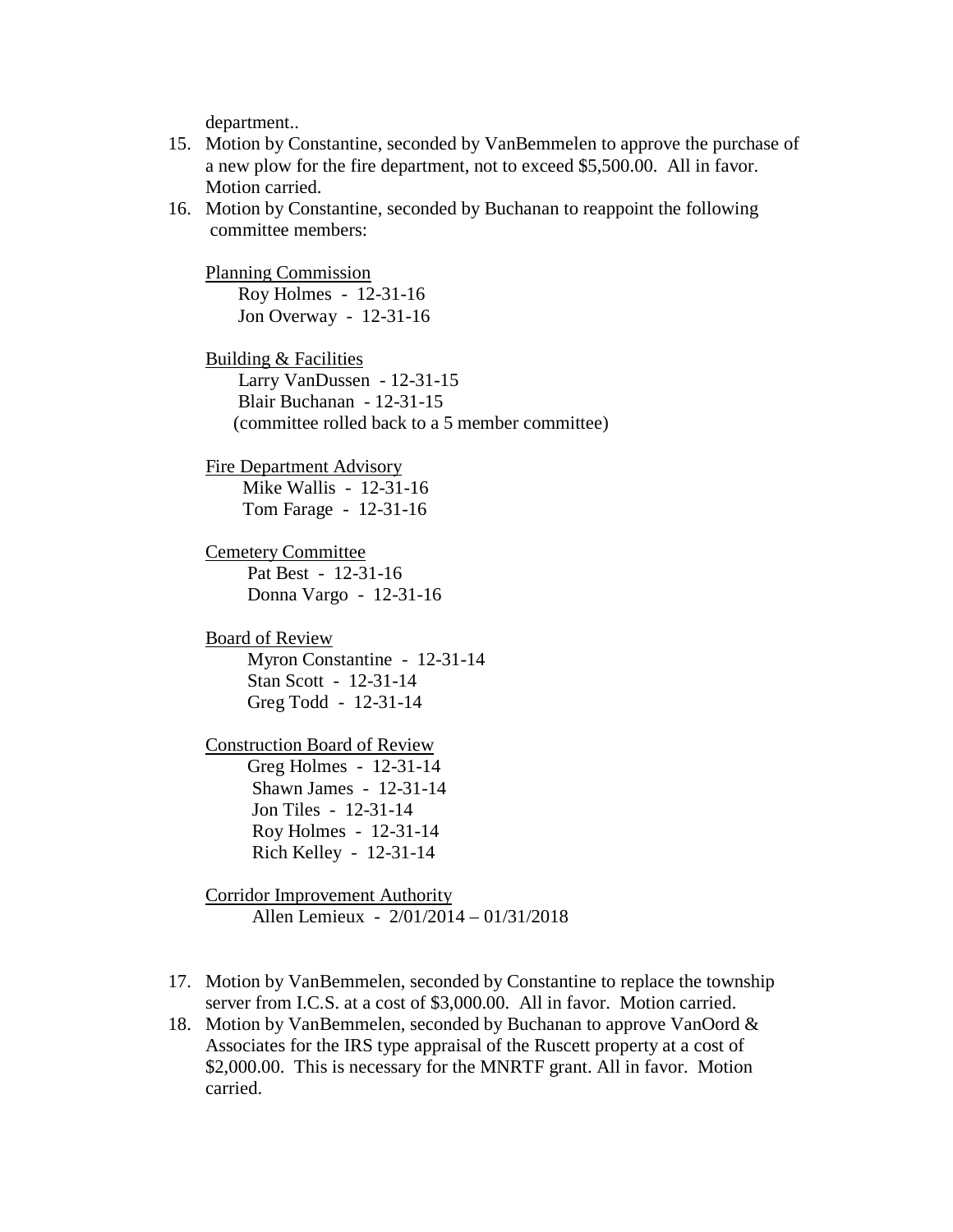department..

15. Motion by Constantine, seconded by VanBemmelen to approve the purchase of a new plow for the fire department, not to exceed $5,500.00. All in favor. Motion carried.
16. Motion by Constantine, seconded by Buchanan to reappoint the following committee members:

    Planning Commission
    - Roy Holmes - 12-31-16
    - Jon Overway - 12-31-16

    Building & Facilities
    - Larry VanDussen - 12-31-15
    - Blair Buchanan - 12-31-15
    - (committee rolled back to a 5 member committee)

    Fire Department Advisory
    - Mike Wallis - 12-31-16
    - Tom Farage - 12-31-16

    Cemetery Committee
    - Pat Best - 12-31-16
    - Donna Vargo - 12-31-16

    Board of Review
    - Myron Constantine - 12-31-14
    - Stan Scott - 12-31-14
    - Greg Todd - 12-31-14

    Construction Board of Review
    - Greg Holmes - 12-31-14
    - Shawn James - 12-31-14
    - Jon Tiles - 12-31-14
    - Roy Holmes - 12-31-14
    - Rich Kelley - 12-31-14

    Corridor Improvement Authority
    - Allen Lemieux - 2/01/2014 – 01/31/2018

17. Motion by VanBemmelen, seconded by Constantine to replace the township server from I.C.S. at a cost of $3,000.00. All in favor. Motion carried.
18. Motion by VanBemmelen, seconded by Buchanan to approve VanOord & Associates for the IRS type appraisal of the Ruscett property at a cost of $2,000.00. This is necessary for the MNRTF grant. All in favor. Motion carried.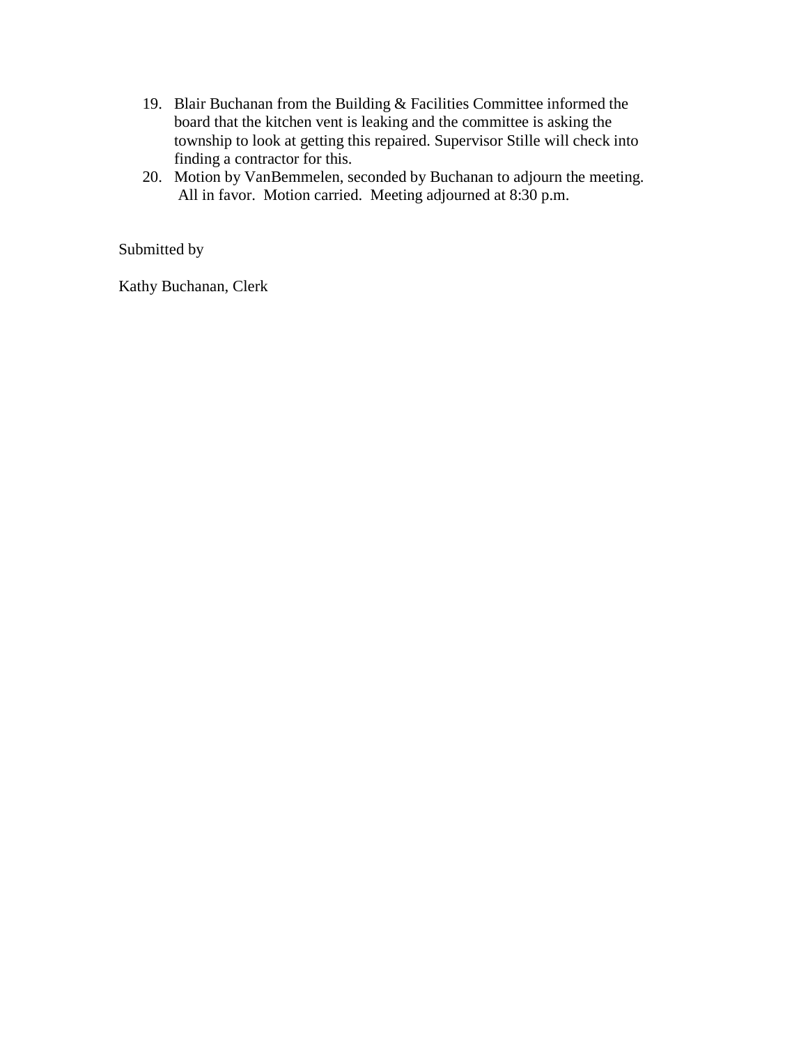19. Blair Buchanan from the Building & Facilities Committee informed the board that the kitchen vent is leaking and the committee is asking the township to look at getting this repaired. Supervisor Stille will check into finding a contractor for this.
20. Motion by VanBemmelen, seconded by Buchanan to adjourn the meeting. All in favor. Motion carried. Meeting adjourned at 8:30 p.m.

Submitted by

Kathy Buchanan, Clerk